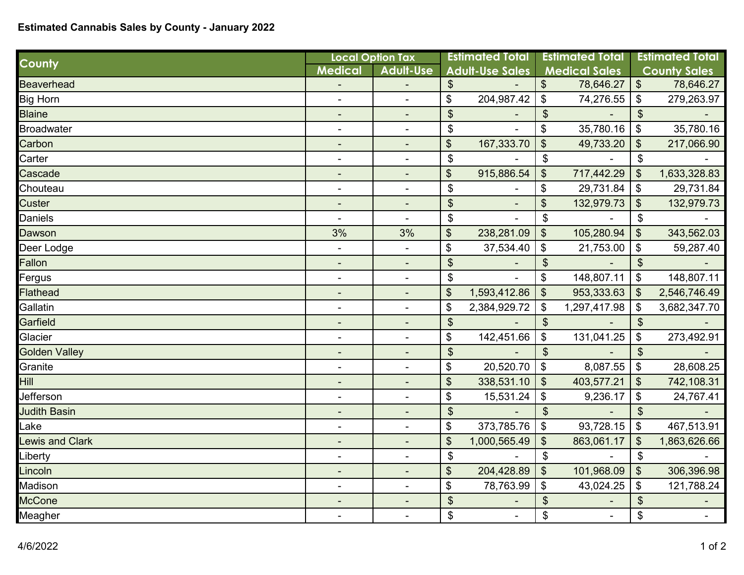# Estimated Cannabis Sales by County - January 2022

| County | Local Option Tax | | Estimated Total Adult-Use Sales | Estimated Total Medical Sales | Estimated Total County Sales |
|---|---|---|---|---|---|
| | Medical | Adult-Use | | | |
| Beaverhead | - | - | $ - | $ 78,646.27 | $ 78,646.27 |
| Big Horn | - | - | $ 204,987.42 | $ 74,276.55 | $ 279,263.97 |
| Blaine | - | - | $ - | $ - | $ - |
| Broadwater | - | - | $ - | $ 35,780.16 | $ 35,780.16 |
| Carbon | - | - | $ 167,333.70 | $ 49,733.20 | $ 217,066.90 |
| Carter | - | - | $ - | $ - | $ - |
| Cascade | - | - | $ 915,886.54 | $ 717,442.29 | $ 1,633,328.83 |
| Chouteau | - | - | $ - | $ 29,731.84 | $ 29,731.84 |
| Custer | - | - | $ - | $ 132,979.73 | $ 132,979.73 |
| Daniels | - | - | $ - | $ - | $ - |
| Dawson | 3% | 3% | $ 238,281.09 | $ 105,280.94 | $ 343,562.03 |
| Deer Lodge | - | - | $ 37,534.40 | $ 21,753.00 | $ 59,287.40 |
| Fallon | - | - | $ - | $ - | $ - |
| Fergus | - | - | $ - | $ 148,807.11 | $ 148,807.11 |
| Flathead | - | - | $ 1,593,412.86 | $ 953,333.63 | $ 2,546,746.49 |
| Gallatin | - | - | $ 2,384,929.72 | $ 1,297,417.98 | $ 3,682,347.70 |
| Garfield | - | - | $ - | $ - | $ - |
| Glacier | - | - | $ 142,451.66 | $ 131,041.25 | $ 273,492.91 |
| Golden Valley | - | - | $ - | $ - | $ - |
| Granite | - | - | $ 20,520.70 | $ 8,087.55 | $ 28,608.25 |
| Hill | - | - | $ 338,531.10 | $ 403,577.21 | $ 742,108.31 |
| Jefferson | - | - | $ 15,531.24 | $ 9,236.17 | $ 24,767.41 |
| Judith Basin | - | - | $ - | $ - | $ - |
| Lake | - | - | $ 373,785.76 | $ 93,728.15 | $ 467,513.91 |
| Lewis and Clark | - | - | $ 1,000,565.49 | $ 863,061.17 | $ 1,863,626.66 |
| Liberty | - | - | $ - | $ - | $ - |
| Lincoln | - | - | $ 204,428.89 | $ 101,968.09 | $ 306,396.98 |
| Madison | - | - | $ 78,763.99 | $ 43,024.25 | $ 121,788.24 |
| McCone | - | - | $ - | $ - | $ - |
| Meagher | - | - | $ - | $ - | $ - |

4/6/2022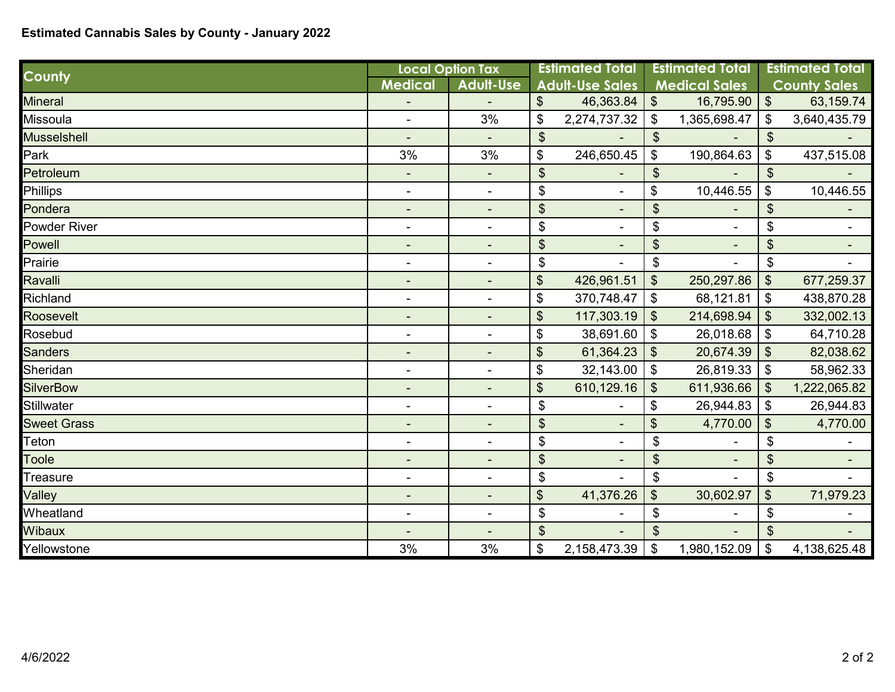**Estimated Cannabis Sales by County - January 2022**

| County | Local Option Tax | | Estimated Total Adult-Use Sales | Estimated Total Medical Sales | Estimated Total County Sales |
|---|---|---|---|---|---|
| | Medical | Adult-Use | | | |
| Mineral | - | - | $ 46,363.84 | $ 16,795.90 | $ 63,159.74 |
| Missoula | - | 3% | $ 2,274,737.32 | $ 1,365,698.47 | $ 3,640,435.79 |
| Musselshell | - | - | $ - | $ - | $ - |
| Park | 3% | 3% | $ 246,650.45 | $ 190,864.63 | $ 437,515.08 |
| Petroleum | - | - | $ - | $ - | $ - |
| Phillips | - | - | $ - | $ 10,446.55 | $ 10,446.55 |
| Pondera | - | - | $ - | $ - | $ - |
| Powder River | - | - | $ - | $ - | $ - |
| Powell | - | - | $ - | $ - | $ - |
| Prairie | - | - | $ - | $ - | $ - |
| Ravalli | - | - | $ 426,961.51 | $ 250,297.86 | $ 677,259.37 |
| Richland | - | - | $ 370,748.47 | $ 68,121.81 | $ 438,870.28 |
| Roosevelt | - | - | $ 117,303.19 | $ 214,698.94 | $ 332,002.13 |
| Rosebud | - | - | $ 38,691.60 | $ 26,018.68 | $ 64,710.28 |
| Sanders | - | - | $ 61,364.23 | $ 20,674.39 | $ 82,038.62 |
| Sheridan | - | - | $ 32,143.00 | $ 26,819.33 | $ 58,962.33 |
| SilverBow | - | - | $ 610,129.16 | $ 611,936.66 | $ 1,222,065.82 |
| Stillwater | - | - | $ - | $ 26,944.83 | $ 26,944.83 |
| Sweet Grass | - | - | $ - | $ 4,770.00 | $ 4,770.00 |
| Teton | - | - | $ - | $ - | $ - |
| Toole | - | - | $ - | $ - | $ - |
| Treasure | - | - | $ - | $ - | $ - |
| Valley | - | - | $ 41,376.26 | $ 30,602.97 | $ 71,979.23 |
| Wheatland | - | - | $ - | $ - | $ - |
| Wibaux | - | - | $ - | $ - | $ - |
| Yellowstone | 3% | 3% | $ 2,158,473.39 | $ 1,980,152.09 | $ 4,138,625.48 |

4/6/2022